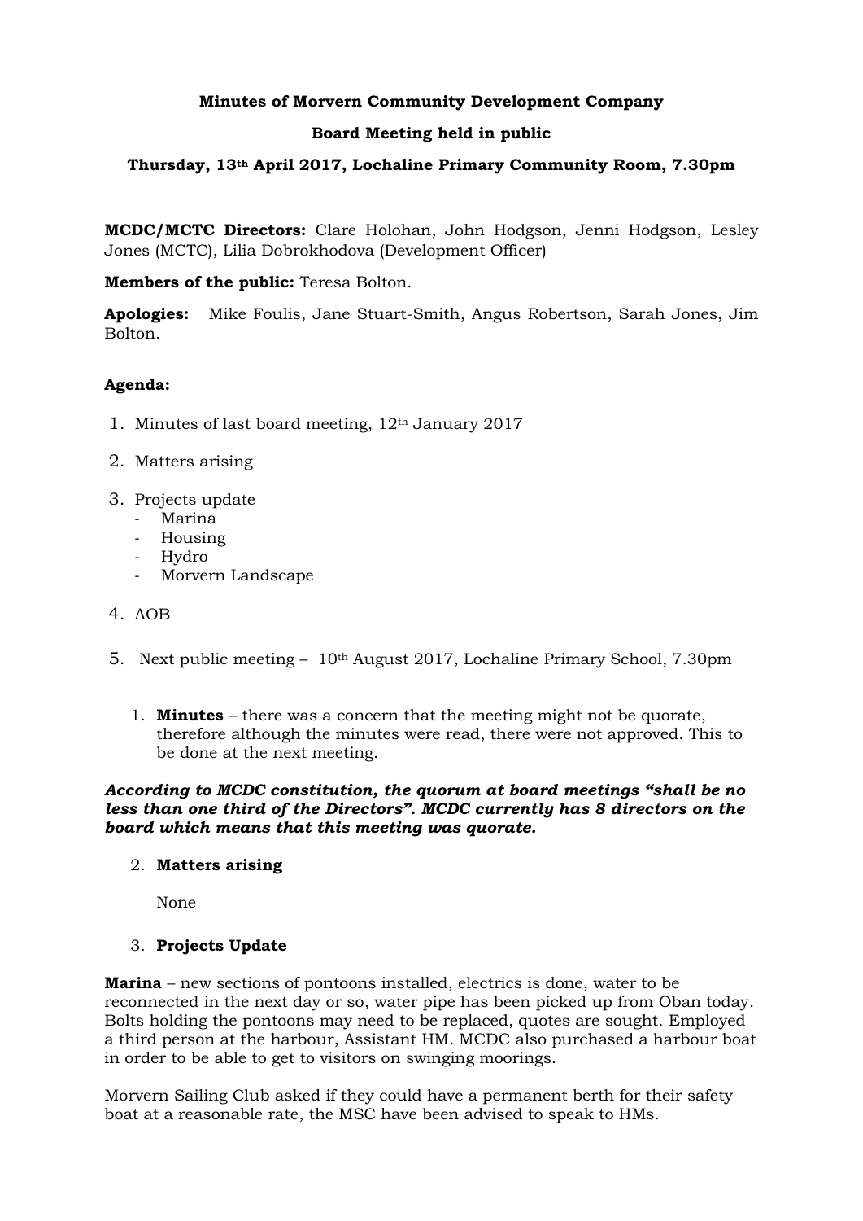**Minutes of Morvern Community Development Company**

**Board Meeting held in public**

**Thursday, 13th April 2017, Lochaline Primary Community Room, 7.30pm**

**MCDC/MCTC Directors:** Clare Holohan, John Hodgson, Jenni Hodgson, Lesley Jones (MCTC), Lilia Dobrokhodova (Development Officer)

**Members of the public:** Teresa Bolton.

**Apologies:** Mike Foulis, Jane Stuart-Smith, Angus Robertson, Sarah Jones, Jim Bolton.

**Agenda:**

1. Minutes of last board meeting, 12th January 2017
2. Matters arising
3. Projects update
   - Marina
   - Housing
   - Hydro
   - Morvern Landscape
4. AOB
5. Next public meeting – 10th August 2017, Lochaline Primary School, 7.30pm

1. **Minutes** – there was a concern that the meeting might not be quorate, therefore although the minutes were read, there were not approved. This to be done at the next meeting.

***According to MCDC constitution, the quorum at board meetings "shall be no less than one third of the Directors". MCDC currently has 8 directors on the board which means that this meeting was quorate.***

2. **Matters arising**

   None

3. **Projects Update**

**Marina** – new sections of pontoons installed, electrics is done, water to be reconnected in the next day or so, water pipe has been picked up from Oban today. Bolts holding the pontoons may need to be replaced, quotes are sought. Employed a third person at the harbour, Assistant HM. MCDC also purchased a harbour boat in order to be able to get to visitors on swinging moorings.

Morvern Sailing Club asked if they could have a permanent berth for their safety boat at a reasonable rate, the MSC have been advised to speak to HMs.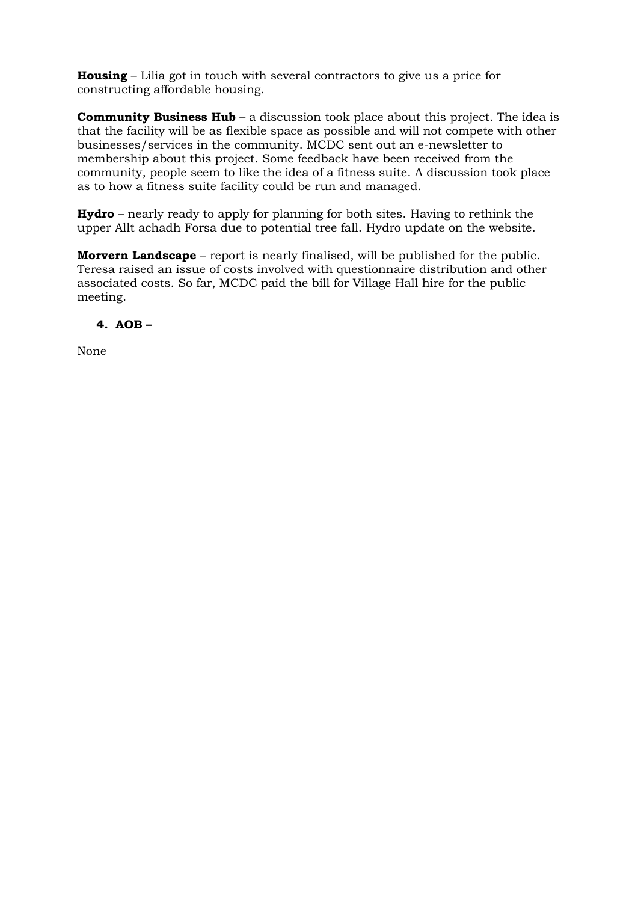**Housing** – Lilia got in touch with several contractors to give us a price for constructing affordable housing.

**Community Business Hub** – a discussion took place about this project. The idea is that the facility will be as flexible space as possible and will not compete with other businesses/services in the community. MCDC sent out an e-newsletter to membership about this project. Some feedback have been received from the community, people seem to like the idea of a fitness suite. A discussion took place as to how a fitness suite facility could be run and managed.

**Hydro** – nearly ready to apply for planning for both sites. Having to rethink the upper Allt achadh Forsa due to potential tree fall. Hydro update on the website.

**Morvern Landscape** – report is nearly finalised, will be published for the public. Teresa raised an issue of costs involved with questionnaire distribution and other associated costs. So far, MCDC paid the bill for Village Hall hire for the public meeting.

4. **AOB –**

None